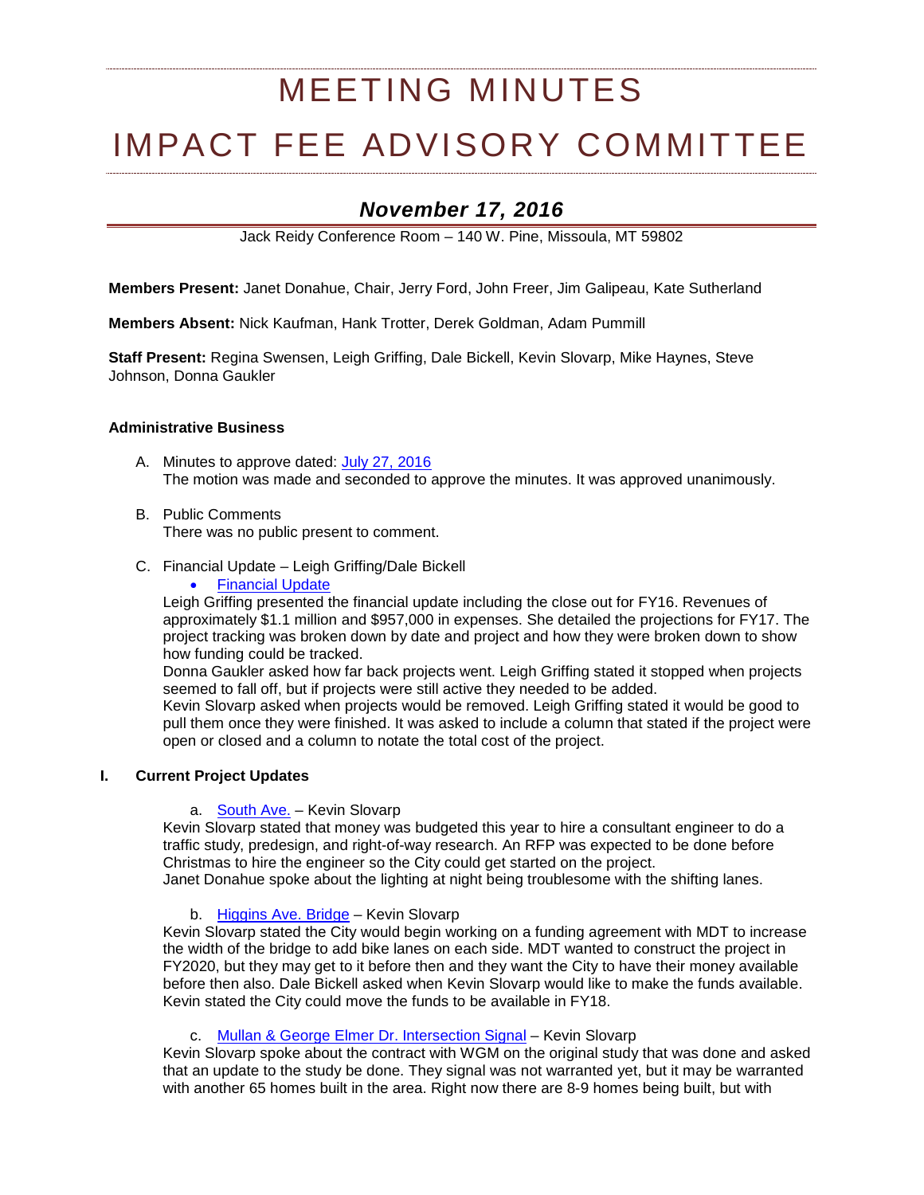# MEETING MINUTES

# IMPACT FEE ADVISORY COMMITTEE

## *November 17, 2016*

Jack Reidy Conference Room – 140 W. Pine, Missoula, MT 59802

**Members Present:** Janet Donahue, Chair, Jerry Ford, John Freer, Jim Galipeau, Kate Sutherland

**Members Absent:** Nick Kaufman, Hank Trotter, Derek Goldman, Adam Pummill

**Staff Present:** Regina Swensen, Leigh Griffing, Dale Bickell, Kevin Slovarp, Mike Haynes, Steve Johnson, Donna Gaukler

### Administrative Business

A. Minutes to approve dated: July 27, 2016
The motion was made and seconded to approve the minutes. It was approved unanimously.

B. Public Comments
There was no public present to comment.

C. Financial Update – Leigh Griffing/Dale Bickell
- Financial Update

Leigh Griffing presented the financial update including the close out for FY16. Revenues of approximately $1.1 million and $957,000 in expenses. She detailed the projections for FY17. The project tracking was broken down by date and project and how they were broken down to show how funding could be tracked.
Donna Gaukler asked how far back projects went. Leigh Griffing stated it stopped when projects seemed to fall off, but if projects were still active they needed to be added.
Kevin Slovarp asked when projects would be removed. Leigh Griffing stated it would be good to pull them once they were finished. It was asked to include a column that stated if the project were open or closed and a column to notate the total cost of the project.

### I. Current Project Updates

a. South Ave. – Kevin Slovarp
Kevin Slovarp stated that money was budgeted this year to hire a consultant engineer to do a traffic study, predesign, and right-of-way research. An RFP was expected to be done before Christmas to hire the engineer so the City could get started on the project.
Janet Donahue spoke about the lighting at night being troublesome with the shifting lanes.

b. Higgins Ave. Bridge – Kevin Slovarp
Kevin Slovarp stated the City would begin working on a funding agreement with MDT to increase the width of the bridge to add bike lanes on each side. MDT wanted to construct the project in FY2020, but they may get to it before then and they want the City to have their money available before then also. Dale Bickell asked when Kevin Slovarp would like to make the funds available. Kevin stated the City could move the funds to be available in FY18.

c. Mullan & George Elmer Dr. Intersection Signal – Kevin Slovarp
Kevin Slovarp spoke about the contract with WGM on the original study that was done and asked that an update to the study be done. They signal was not warranted yet, but it may be warranted with another 65 homes built in the area. Right now there are 8-9 homes being built, but with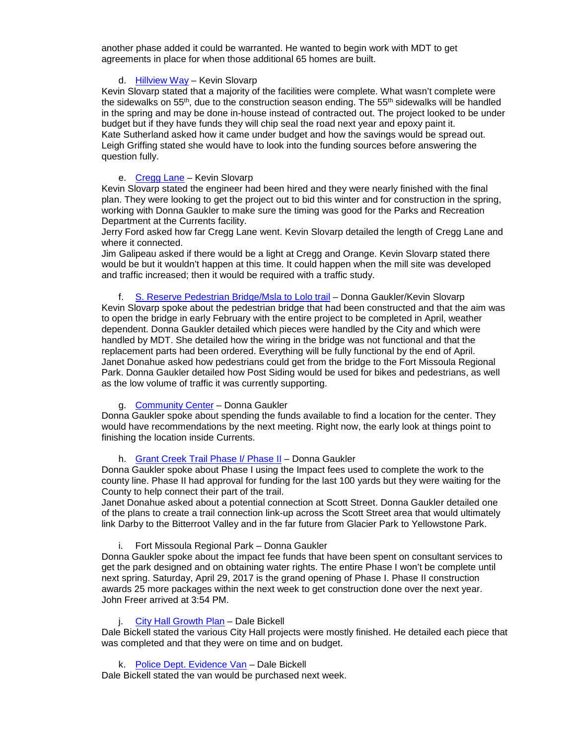another phase added it could be warranted. He wanted to begin work with MDT to get agreements in place for when those additional 65 homes are built.

d. Hillview Way – Kevin Slovarp

Kevin Slovarp stated that a majority of the facilities were complete. What wasn't complete were the sidewalks on 55th, due to the construction season ending. The 55th sidewalks will be handled in the spring and may be done in-house instead of contracted out. The project looked to be under budget but if they have funds they will chip seal the road next year and epoxy paint it.
Kate Sutherland asked how it came under budget and how the savings would be spread out.
Leigh Griffing stated she would have to look into the funding sources before answering the question fully.

e. Cregg Lane – Kevin Slovarp

Kevin Slovarp stated the engineer had been hired and they were nearly finished with the final plan. They were looking to get the project out to bid this winter and for construction in the spring, working with Donna Gaukler to make sure the timing was good for the Parks and Recreation Department at the Currents facility.
Jerry Ford asked how far Cregg Lane went. Kevin Slovarp detailed the length of Cregg Lane and where it connected.
Jim Galipeau asked if there would be a light at Cregg and Orange. Kevin Slovarp stated there would be but it wouldn't happen at this time. It could happen when the mill site was developed and traffic increased; then it would be required with a traffic study.

f. S. Reserve Pedestrian Bridge/Msla to Lolo trail – Donna Gaukler/Kevin Slovarp

Kevin Slovarp spoke about the pedestrian bridge that had been constructed and that the aim was to open the bridge in early February with the entire project to be completed in April, weather dependent. Donna Gaukler detailed which pieces were handled by the City and which were handled by MDT. She detailed how the wiring in the bridge was not functional and that the replacement parts had been ordered. Everything will be fully functional by the end of April.
Janet Donahue asked how pedestrians could get from the bridge to the Fort Missoula Regional Park. Donna Gaukler detailed how Post Siding would be used for bikes and pedestrians, as well as the low volume of traffic it was currently supporting.

g. Community Center – Donna Gaukler

Donna Gaukler spoke about spending the funds available to find a location for the center. They would have recommendations by the next meeting. Right now, the early look at things point to finishing the location inside Currents.

h. Grant Creek Trail Phase I/ Phase II – Donna Gaukler

Donna Gaukler spoke about Phase I using the Impact fees used to complete the work to the county line. Phase II had approval for funding for the last 100 yards but they were waiting for the County to help connect their part of the trail.
Janet Donahue asked about a potential connection at Scott Street. Donna Gaukler detailed one of the plans to create a trail connection link-up across the Scott Street area that would ultimately link Darby to the Bitterroot Valley and in the far future from Glacier Park to Yellowstone Park.

i. Fort Missoula Regional Park – Donna Gaukler

Donna Gaukler spoke about the impact fee funds that have been spent on consultant services to get the park designed and on obtaining water rights. The entire Phase I won't be complete until next spring. Saturday, April 29, 2017 is the grand opening of Phase I. Phase II construction awards 25 more packages within the next week to get construction done over the next year.
John Freer arrived at 3:54 PM.

j. City Hall Growth Plan – Dale Bickell

Dale Bickell stated the various City Hall projects were mostly finished. He detailed each piece that was completed and that they were on time and on budget.

k. Police Dept. Evidence Van – Dale Bickell

Dale Bickell stated the van would be purchased next week.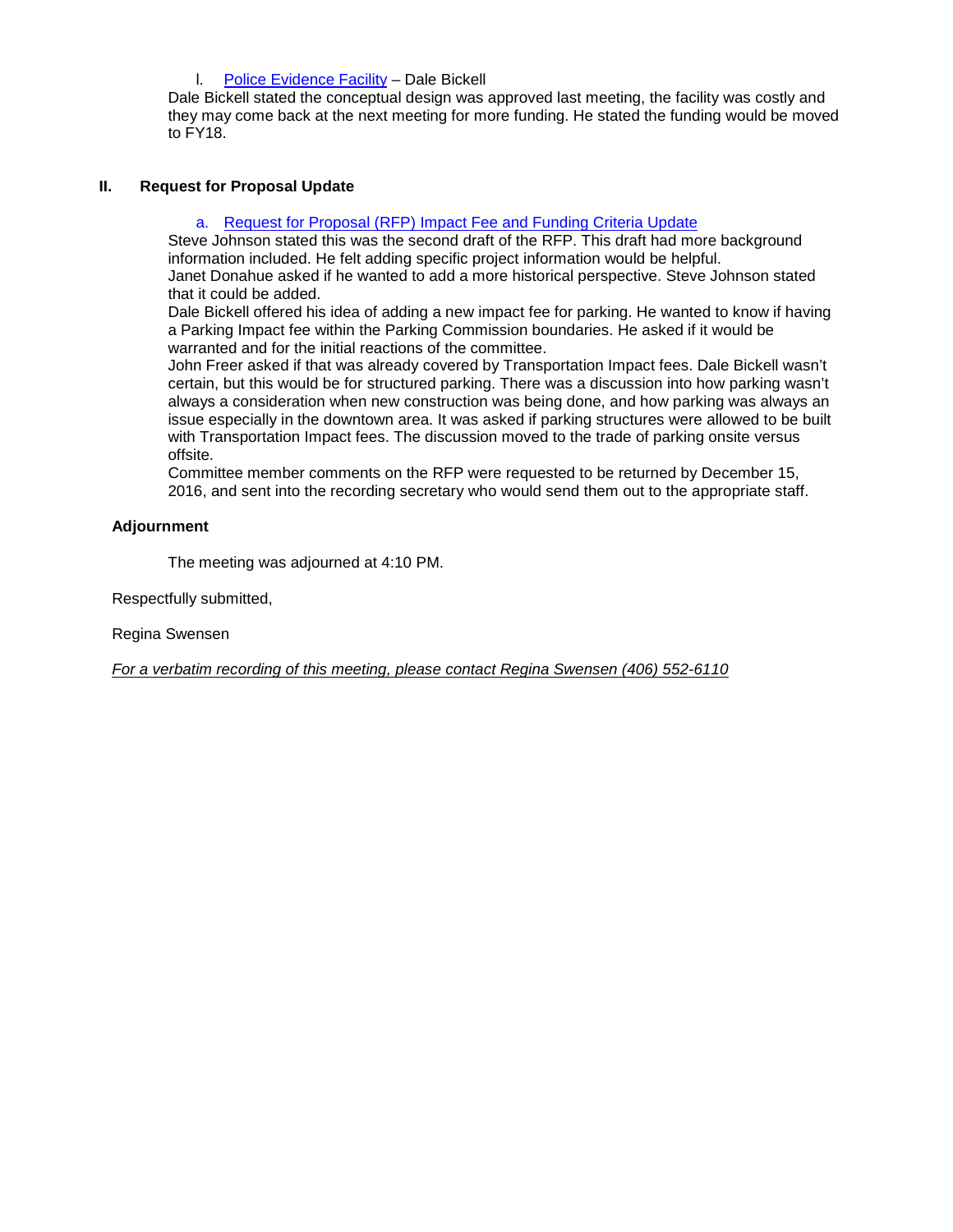l. Police Evidence Facility – Dale Bickell

Dale Bickell stated the conceptual design was approved last meeting, the facility was costly and they may come back at the next meeting for more funding. He stated the funding would be moved to FY18.

## II. Request for Proposal Update

a. Request for Proposal (RFP) Impact Fee and Funding Criteria Update

Steve Johnson stated this was the second draft of the RFP. This draft had more background information included. He felt adding specific project information would be helpful.

Janet Donahue asked if he wanted to add a more historical perspective. Steve Johnson stated that it could be added.

Dale Bickell offered his idea of adding a new impact fee for parking. He wanted to know if having a Parking Impact fee within the Parking Commission boundaries. He asked if it would be warranted and for the initial reactions of the committee.

John Freer asked if that was already covered by Transportation Impact fees. Dale Bickell wasn't certain, but this would be for structured parking. There was a discussion into how parking wasn't always a consideration when new construction was being done, and how parking was always an issue especially in the downtown area. It was asked if parking structures were allowed to be built with Transportation Impact fees. The discussion moved to the trade of parking onsite versus offsite.

Committee member comments on the RFP were requested to be returned by December 15, 2016, and sent into the recording secretary who would send them out to the appropriate staff.

**Adjournment**

The meeting was adjourned at 4:10 PM.

Respectfully submitted,

Regina Swensen

*For a verbatim recording of this meeting, please contact Regina Swensen (406) 552-6110*